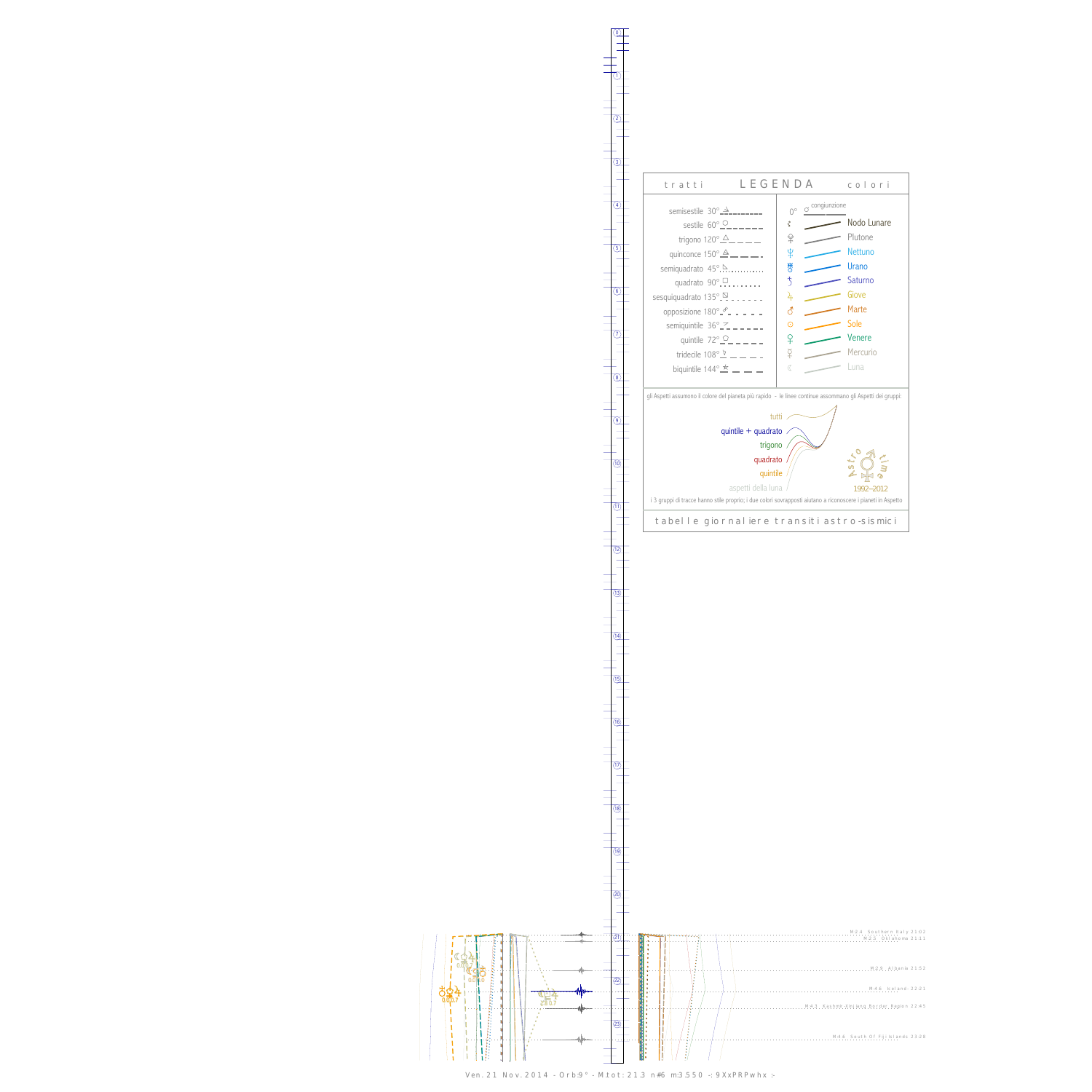## LEGENDA

**tratti**

- semisestile 30°
- sestile 60°
- trigono 120°
- quinconce 150°
- semiquadrato 45°
- quadrato 90°
- sesquiquadrato 135°
- opposizione 180°
- semiquintile 36°
- quintile 72°
- tridecile 108°
- biquintile 144°

**colori**

- 0° congiunzione
- Nodo Lunare
- Plutone
- Nettuno
- Urano
- Saturno
- Giove
- Marte
- Sole
- Venere
- Mercurio
- Luna

gli Aspetti assumono il colore del pianeta più rapido - le linee continue assommano gli Aspetti dei gruppi:

- tutti
- quintile + quadrato
- trigono
- quadrato
- quintile
- aspetti della luna

Astro time 1992–2012

i 3 gruppi di tracce hanno stile proprio; i due colori sovrapposti aiutano a riconoscere i pianeti in Aspetto

tabelle giornaliere transiti astro-sismici

M 2.4 Southern Italy 21:02
M 2.5 Oklahoma 21:11
M 2.9 Albania 21:52
M 4.6 Iceland 22:21
M 4.3 Kashmir-Xinjiang Border Region 22:45
M 4.6 South Of Fiji Islands 23:28

Ven. 21 Nov. 2014 - Orb:9° - M.tot: 21.3 n#6 m:3.550 -: 9XxPRPwhx :-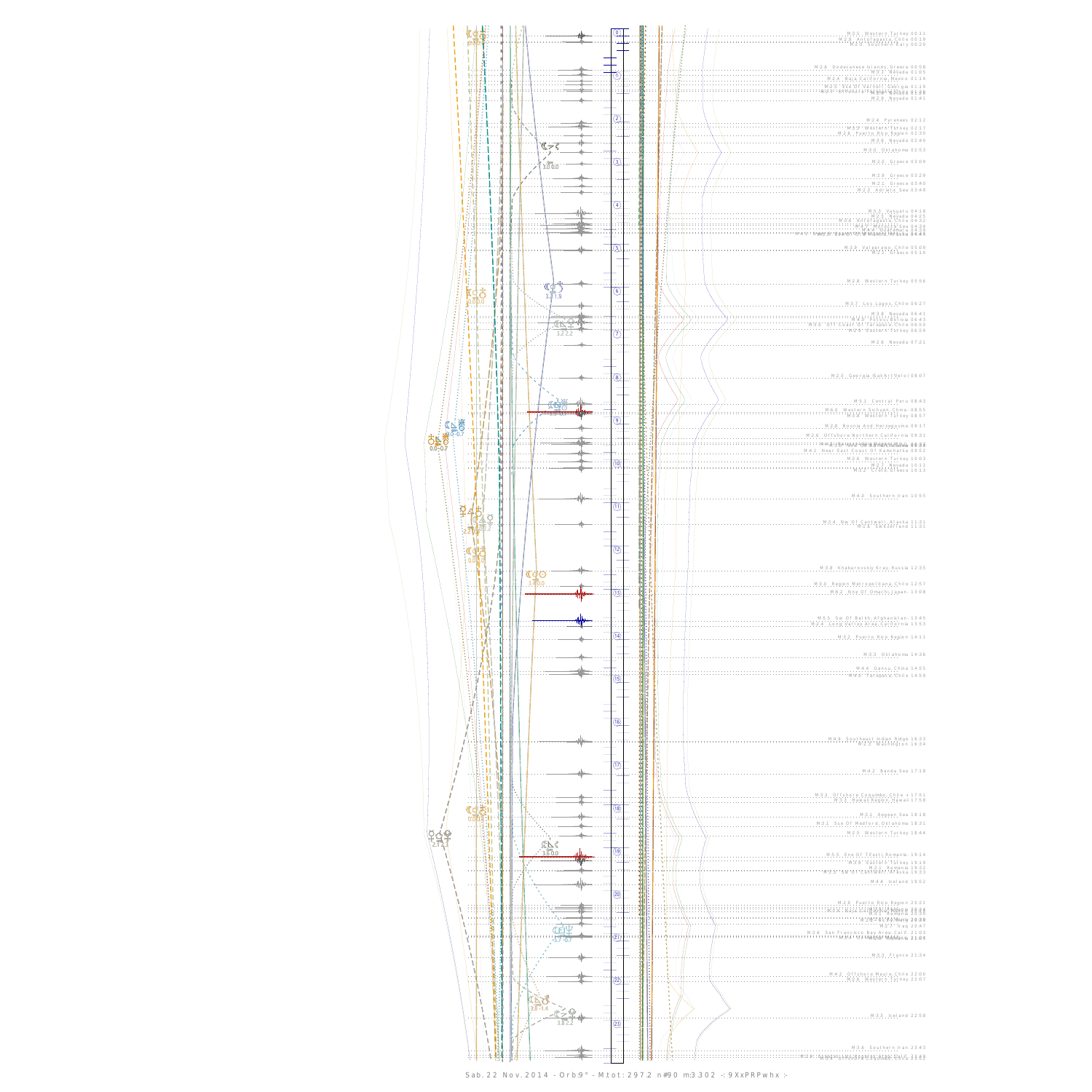M 3.5 Western Turkey 00:11
M 2.3 Antofagasta, Chile 00:19
M 2.0 Southern Italy 00:20
M 2.8 Dodecanese Islands, Greece 00:58
M 3.1 Nevada 01:05
M 2.6 Baja California, Mexico 01:14
M 2.5 Sw Of Vernal, Georgia 01:19
M 2.9 Nevada 01:28
M 2.9 Nevada 01:41
M 2.4 Pyrenees 02:12
M 3.2 Western Turkey 02:17
M 2.6 Puerto Rico Region 02:30
M 3.8 Nevada 02:40
M 3.0 Oklahoma 02:53
M 2.0 Greece 03:09
M 2.9 Greece 03:29
M 3.1 Greece 03:40
M 2.3 Adriatic Sea 03:49
M 5.3 Vanuatu 04:18
M 2.5 Nevada 04:25
M 3.4 Antofagasta, Chile 04:32
M 3.2 Molucca Sea 04:34
M 4.2 Guatemala 04:39
M 5.2 Western Turkey 05:09
M 3.6 Valparaiso, Chile 05:09
M 2.1 Greece 05:10
M 2.8 Western Turkey 05:56
M 3.3 Los Lagos, Chile 06:27
M 3.8 Nevada 06:41
M 4.0 Potosi, Bolivia 06:43
M 4.2 Off Coast Of Tarapaca, Chile 06:50
M 2.5 Eastern Turkey 06:59
M 2.6 Nevada 07:21
M 2.5 Georgia (Sak'art'velo) 08:07
M 5.1 Central Peru 08:43
M 6.0 Western Sichuan, China 08:55
M 3.9 Western Turkey 08:57
M 2.8 Bosnia And Herzegovina 09:17
M 2.6 Offshore Northern California 09:31
M 4.1 Near East Coast Of Kamchatka 09:52
M 2.6 Western Turkey 10:03
M 2.7 Nevada 10:12
M 3.2 Crete, Greece 10:13
M 4.0 Southern Iran 10:55
M 3.4 Nw Of Cantwell, Alaska 11:31
M 2.8 Switzerland 11:31
M 3.8 Khabarovskiy Kray, Russia 12:35
M 3.0 Region Metropolitana, Chile 12:57
M 6.2 Nne Of Omachi, Japan 13:08
M 3.5 Sw Of Balkh, Afghanistan 13:45
M 2.6 Long Valley Area, California 13:53
M 3.2 Puerto Rico Region 14:11
M 3.3 Oklahoma 14:36
M 4.4 Gansu, China 14:55
M 4.5 Tarapaca, Chile 14:59
M 4.8 Southeast Indian Ridge 16:33
M 2.2 Washington 16:34
M 4.2 Banda Sea 17:18
M 3.3 Offshore Coquimbo, Chile 17:51
M 3.1 Hawaii Region, Hawaii 17:58
M 3.1 Aegean Sea 18:18
M 3.1 Sse Of Medford, Oklahoma 18:31
M 2.5 Western Turkey 18:44
M 5.5 Ene Of Tifesti, Romania 19:14
M 3.8 Eastern Turkey 19:19
M 3.2 Romania 19:32
M 4.4 Iceland 19:52
M 2.9 Puerto Rico Region 20:21
M 2.7 Iraq 20:47
M 2.6 San Francisco Bay Area, Calif. 21:03
M 3.3 France 21:34
M 4.2 Offshore Maule, Chile 22:00
M 2.6 Western Turkey 22:07
M 3.5 Iceland 22:58
M 3.6 Southern Iran 23:43

Sab. 22 Nov. 2014 - Orb:9° - M.tot: 297.2 n#90 m:3.302 -: 9XxPRPwhx :-